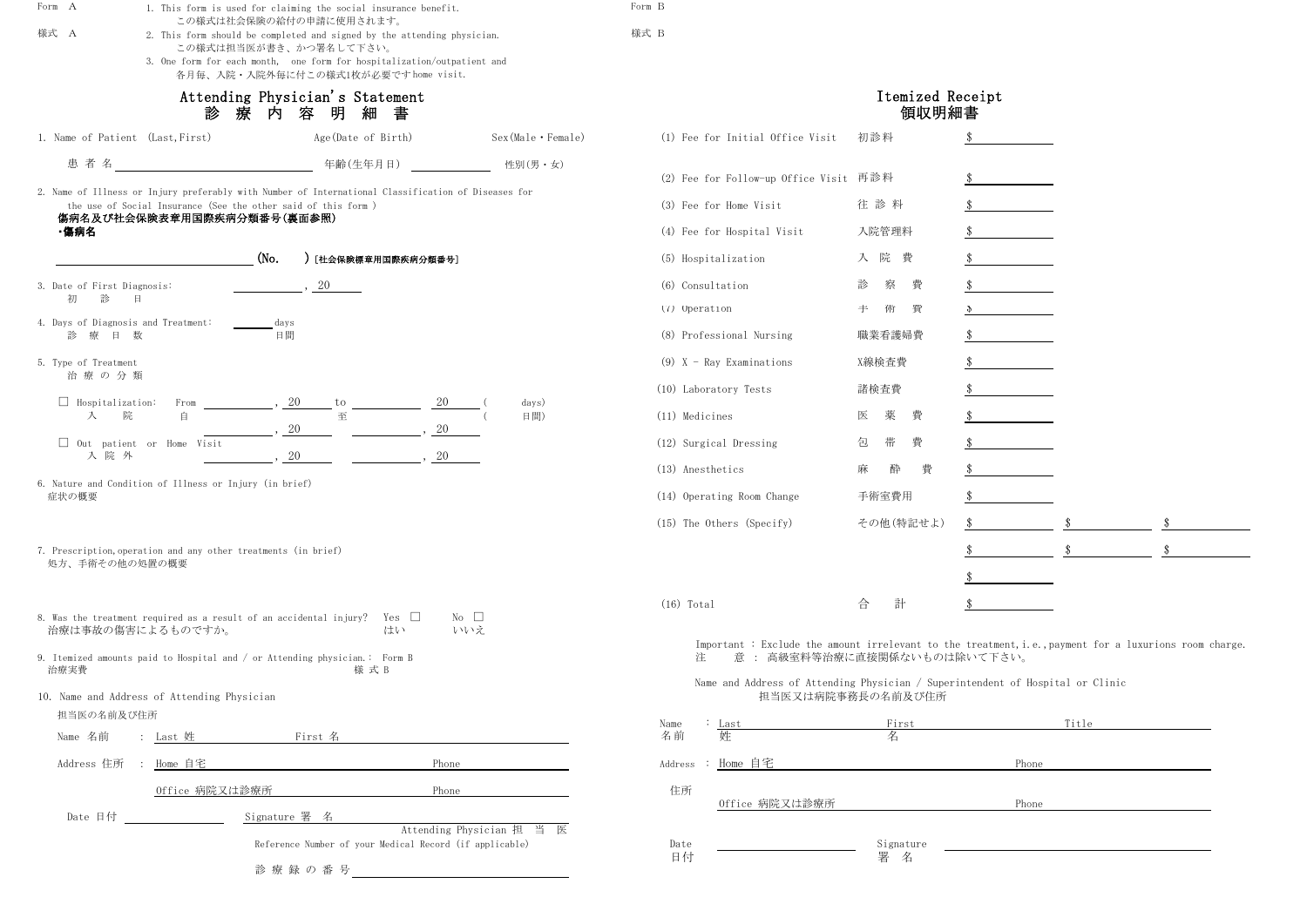Form A

様式 A

1. This form is used for claiming the social insurance benefit.
   この様式は社会保険の給付の申請に使用されます。
2. This form should be completed and signed by the attending physician.
   この様式は担当医が書き、かつ署名して下さい。
3. One form for each month, one form for hospitalization/outpatient and home visit.
   各月毎、入院・入院外毎に付この様式1枚が必要です。

# Attending Physician's Statement
# 診 療 内 容 明 細 書

1. Name of Patient (Last,First) Age(Date of Birth) Sex(Male・Female)
   患 者 名 ________________ 年齢(生年月日) ________ 性別(男・女)

2. Name of Illness or Injury preferably with Number of International Classification of Diseases for the use of Social Insurance (See the other said of this form )
   **傷病名及び社会保険表章用国際疾病分類番号(裏面参照)**
   **・傷病名**

   ________________ (No. ) [社会保険標章用国際疾病分類番号]

3. Date of First Diagnosis: ________, 20 ____
   初 診 日

4. Days of Diagnosis and Treatment: ____ days
   診 療 日 数 日間

5. Type of Treatment
   治 療 の 分 類

   ☐ Hospitalization: From ________, 20 ____ to ________ 20 ____ ( days)
   入 院 自 至 ( 日間)
   ________, 20 ____ ________, 20 ____

   ☐ Out patient or Home Visit
   入 院 外
   ________, 20 ____ ________, 20 ____

6. Nature and Condition of Illness or Injury (in brief)
   症状の概要

7. Prescription,operation and any other treatments (in brief)
   処方、手術その他の処置の概要

8. Was the treatment required as a result of an accidental injury? Yes ☐ No ☐
   治療は事故の傷害によるものですか。 はい いいえ

9. Itemized amounts paid to Hospital and / or Attending physician.: Form B
   治療実費 様 式 B

10. Name and Address of Attending Physician
    担当医の名前及び住所

    Name 名前 : Last 姓 ________ First 名 ________

    Address 住所 : Home 自宅 ________ Phone ________

    Office 病院又は診療所 ________ Phone ________

    Date 日付 ________ Signature 署 名 ________
    Attending Physician 担 当 医

    Reference Number of your Medical Record (if applicable)

    診 療 録 の 番 号 ________

---

Form B

様式 B

# Itemized Receipt
# 領収明細書

| | | | | |
|---|---|---|---|---|
| (1) Fee for Initial Office Visit | 初診料 | $ | | |
| (2) Fee for Follow-up Office Visit | 再診料 | $ | | |
| (3) Fee for Home Visit | 往 診 料 | $ | | |
| (4) Fee for Hospital Visit | 入院管理料 | $ | | |
| (5) Hospitalization | 入 院 費 | $ | | |
| (6) Consultation | 診 察 費 | $ | | |
| (7) Operation | 手 術 費 | $ | | |
| (8) Professional Nursing | 職業看護婦費 | $ | | |
| (9) X - Ray Examinations | X線検査費 | $ | | |
| (10) Laboratory Tests | 諸検査費 | $ | | |
| (11) Medicines | 医 薬 費 | $ | | |
| (12) Surgical Dressing | 包 帯 費 | $ | | |
| (13) Anesthetics | 麻 酔 費 | $ | | |
| (14) Operating Room Change | 手術室費用 | $ | | |
| (15) The Others (Specify) | その他(特記せよ) | $ | $ | $ |
| | | $ | $ | $ |
| | | $ | | |
| (16) Total | 合 計 | $ | | |

Important : Exclude the amount irrelevant to the treatment,i.e.,payment for a luxurions room charge.
注 意 : 高級室料等治療に直接関係ないものは除いて下さい。

Name and Address of Attending Physician / Superintendent of Hospital or Clinic
担当医又は病院事務長の名前及び住所

Name 名前 : Last 姓 ________ First 名 ________ Title ________

Address 住所 : Home 自宅 ________ Phone ________

Office 病院又は診療所 ________ Phone ________

Date 日付 ________ Signature 署 名 ________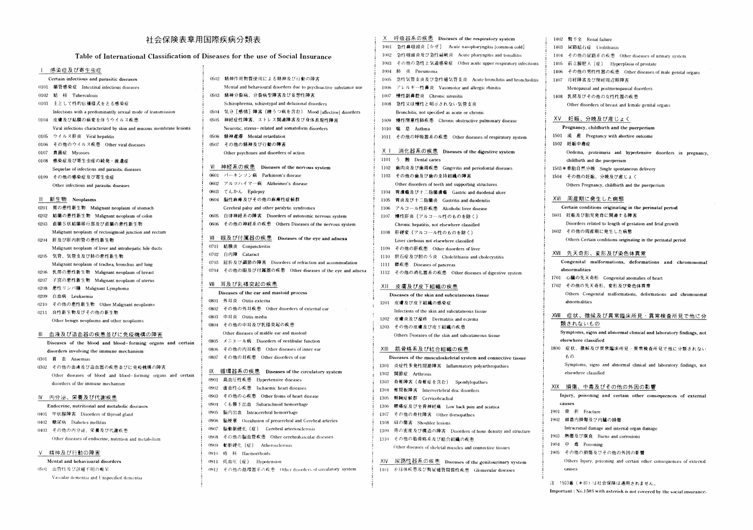# 社会保険表章用国際疾病分類表

## Table of International Classification of Diseases for the use of Social Insurance

### Ⅰ 感染症及び寄生虫症

**Certain infectious and parasitic diseases**

- 0101 腸管感染症 Intestinal infectious diseases
- 0102 結 核 Tuberculosis
- 0103 主として性的伝播様式をとる感染症
  Infections with a predominantly sexual mode of transmission
- 0104 皮膚及び粘膜の病変を伴うウイルス疾患
  Viral infections characterized by skin and mucous membrane lesions
- 0105 ウイルス肝炎 Viral hepatitis
- 0106 その他のウイルス疾患 Other viral diseases
- 0107 真菌症 Mycoses
- 0108 感染症及び寄生虫症の続発・後遺症
  Sequelae of infectious and parasitic diseases
- 0109 その他の感染症及び寄生虫症
  Other infectious and parasitic diseases

### Ⅱ 新生物 Neoplasms

- 0201 胃の悪性新生物 Malignant neoplasm of stomach
- 0202 結腸の悪性新生物 Malignant neoplasm of colon
- 0203 直腸Ｓ状結腸移行部及び直腸の悪性新生物
  Malignant neoplasm of rectosigmoid junction and rectum
- 0204 肝及び肝内胆管の悪性新生物
  Malignant neoplasm of liver and intrahepatic bile ducts
- 0205 気管、気管支及び肺の悪性新生物
  Malignant neoplasm of trachea, bronchus and lung
- 0206 乳房の悪性新生物 Malignant neoplasm of breast
- 0207 子宮の悪性新生物 Malignant neoplasm of uterus
- 0208 悪性リンパ腫 Malignant Lymphoma
- 0209 白血病 Leukaemia
- 0210 その他の悪性新生物 Other Malignant neoplasms
- 0211 良性新生物及びその他の新生物
  Other benign neoplasms and other neoplasms

### Ⅲ 血液及び造血器の疾患並びに免疫機構の障害

**Diseases of the blood and blood-forming organs and certain disorders involving the immune mechanism**

- 0301 貧 血 Anaemias
- 0302 その他の血液及び造血器の疾患並びに免疫機構の障害
  Other diseases of blood and blood-forming organs and certain disorders of the immune mechanism

### Ⅳ 内分泌、栄養及び代謝疾患

**Endocrine, nutritional and metabolic diseases**

- 0401 甲状腺障害 Disorders of thyroid gland
- 0402 糖尿病 Diabetes mellitus
- 0403 その他の内分泌、栄養及び代謝疾患
  Other diseases of endocrine, nutrition and metabolism

### Ⅴ 精神及び行動の障害

**Mental and behavioural disorders**

- 0501 血管性及び詳細不明の痴呆
  Vascular dementia and Unspecified dementia
- 0502 精神作用物質使用による精神及び行動の障害
  Mental and behavioural disorders due to psychoactive substance use
- 0503 精神分裂病、分裂病型障害及び妄想性障害
  Schizophrenia, schizotypal and delusional disorders
- 0504 気分［感情］障害（躁うつ病を含む） Mood [affective] disorders
- 0505 神経症性障害、ストレス関連障害及び身体表現性障害
  Neurotic, stress-related and somatoform disorders
- 0506 精神遅滞 Mental retardation
- 0507 その他の精神及び行動の障害
  Other psychoses and disorders of action

### Ⅵ 神経系の疾患 Diseases of the nervous system

- 0601 パーキンソン病 Parkinson's disease
- 0602 アルツハイマー病 Alzheimer's disease
- 0603 てんかん Epilepsy
- 0604 脳性麻痺及びその他の麻痺性症候群
  Cerebral palsy and other paralytic syndromes
- 0605 自律神経系の障害 Disorders of autonomic nervous system
- 0606 その他の神経系の疾患 Others Diseases of the nervous system

### Ⅶ 眼及び付属器の疾患 Diseases of the eye and adnexa

- 0701 結膜炎 Conjunctivitis
- 0702 白内障 Cataract
- 0703 屈折及び調節の障害 Disorders of refraction and accommodation
- 0704 その他の眼及び付属器の疾患 Other diseases of the eye and adnexa

### Ⅷ 耳及び乳様突起の疾患

**Diseases of the ear and mastoid process**

- 0801 外耳炎 Otitis externa
- 0802 その他の外耳疾患 Other disorders of external ear
- 0803 中耳炎 Otitis media
- 0804 その他の中耳及び乳様突起の疾患
  Other diseases of middle ear and mastoid
- 0805 メニエール病 Disorders of vestibular function
- 0806 その他の内耳疾患 Other diseases of inner ear
- 0807 その他の耳疾患 Other disorders of ear

### Ⅸ 循環器系の疾患 Diseases of the circulatory system

- 0901 高血圧性疾患 Hypertensive diseases
- 0902 虚血性心疾患 Ischaemic heart diseases
- 0903 その他の心疾患 Other froms of heart disease
- 0904 くも膜下出血 Subarachnoid hemorrhage
- 0905 脳内出血 Intracerebral hemorrhage
- 0906 脳梗塞 Occulusion of precerebral and Cerebral arteries
- 0907 脳動脈硬化（症） Cerebral arteriosclerosis
- 0908 その他の脳血管疾患 Other cerebrobascular diseases
- 0909 動脈硬化（症） Atherosclerosis
- 0910 痔 核 Haemorrhoids
- 0911 低血圧（症） Hypotension
- 0912 その他の循環器系の疾患 Other disorders of circulatory system

### Ⅹ 呼吸器系の疾患 Diseases of the respiratory system

- 1001 急性鼻咽頭炎［かぜ］ Acute nasopharyngitis [common cold]
- 1002 急性咽頭炎及び急性扁桃炎 Acute pharyngitis and tonsillitis
- 1003 その他の急性上気道感染症 Other acute upper respiratory infections
- 1004 肺 炎 Pneumonia
- 1005 急性気管支炎及び急性細気管支炎 Acute bronchitis and bronchiolitis
- 1006 アレルギー性鼻炎 Vasomotor and allergic rhinitis
- 1007 慢性副鼻腔炎 Chronic sinusitis
- 1008 急性又は慢性と明示されない気管支炎
  Bronchitis, not specified as acute or chronic
- 1009 慢性閉塞性肺疾患 Chronic obstructive pulmonary disease
- 1010 喘 息 Asthma
- 1011 その他の呼吸器系の疾患 Other diseases of respiratory system

### Ⅺ 消化器系の疾患 Diseases of the digestive system

- 1101 う 蝕 Dental caries
- 1102 歯肉炎及び歯周疾患 Gingivitis and periodontal diseases
- 1103 その他の歯及び歯の支持組織の障害
  Other disorders of teeth and supporting structures
- 1104 胃潰瘍及び十二指腸潰瘍 Gastric and duodenal ulcer
- 1105 胃炎及び十二指腸炎 Gastritis and duodenitis
- 1106 アルコール性肝疾患 Alcoholic liver disease
- 1107 慢性肝炎（アルコール性のものを除く）
  Chronic hepatitis, not elsewhere classified
- 1108 肝硬変（アルコール性のものを除く）
  Liver cirrhosis not elsewhere classified
- 1109 その他の肝疾患 Other disorders of liver
- 1110 胆石症及び胆のう炎 Cholelithiasis and cholecystitis
- 1111 膵疾患 Diseases of pancreas
- 1112 その他の消化器系の疾患 Other diseases of digestive system

### Ⅻ 皮膚及び皮下組織の疾患

**Diseases of the skin and subcutaneous tissue**

- 1201 皮膚及び皮下組織の感染症
  Infections of the skin and subcutaneous tissue
- 1202 皮膚炎及び湿疹 Dermatitis and eczema
- 1203 その他の皮膚及び皮下組織の疾患
  Others Diseases of the skin and subcutaneous tissue

### XIII 筋骨格系及び結合組織の疾患

**Diseases of the musculoskeletal system and connective tissue**

- 1301 炎症性多発性関節障害 Inflammatory polyarthropathies
- 1302 関節症 Arthrosis
- 1303 脊椎障害（脊椎症を含む） Spondylopathies
- 1304 椎間板障害 Intervertebral disc disorders
- 1305 頸腕症候群 Cervicobrachial
- 1306 腰痛症及び坐骨神経痛 Low back pain and sciatica
- 1307 その他の脊柱障害 Other dorsopathies
- 1308 肩の傷害 Shoulder lesions
- 1309 骨の密度及び構造の障害 Disorders of bone density and structure
- 1310 その他の筋骨格系及び結合組織の疾患
  Other diseases of skeletal muscles and connective tissues

### XIV 尿路性器系の疾患 Diseases of the genitourinary system

- 1401 糸球体疾患及び腎尿細管間質性疾患 Glomerular diseases
- 1402 腎不全 Renal failure
- 1403 尿路結石症 Urolithiasis
- 1404 その他の尿路系の疾患 Other diseases of urinary system
- 1405 前立腺肥大（症） Hyperplasia of prostate
- 1406 その他の男性生殖器の疾患 Other diseases of male genital organs
- 1407 月経障害及び閉経周辺期障害
  Menopausal and postmenopausal disorders
- 1408 乳房及びその他の女性生殖器の疾患
  Other disorders of breast and female genital organs

### XV 妊娠、分娩及び産じょく

**Pregnancy, childbirth and the puerperium**

- 1501 流 産 Pregnancy with abortive outcome
- 1502 妊娠中毒症
  Oedema, proteinuria and hypertensive disorders in pregnancy, childbirth and the puerperium
- 1503＊単胎自然分娩 Single spontaneous delivery
- 1504 その他の妊娠、分娩及び産じょく
  Others Pregnancy, childbirth and the puerperium

### XVI 周産期に発生した病態

**Certain conditions originating in the perinatal period**

- 1601 妊娠及び胎児発育に関連する障害
  Disorders related to length of gestation and fetal growth
- 1602 その他の周産期に発生した病態
  Others Certain conditions originating in the perinatal period

### XVII 先天奇形、変形及び染色体異常

**Congenital malformations, deformations and chromosomal abnormalities**

- 1701 心臓の先天奇形 Congenital anomalies of heart
- 1702 その他の先天奇形、変形及び染色体異常
  Others Congenital malformations, deformations and chromosomal abnormalities

### XVIII 症状、徴候及び異常臨床所見・異常検査所見で他に分類されないもの

**Symptoms, signs and abnormal clinical and laboratory findings, not elsewhere classified**

- 1800 症状、徴候及び異常臨床所見・異常検査所見で他に分類されないもの
  Symptoms, signs and abnormal clinical and laboratory findings, not elsewhere classified

### XIX 損傷、中毒及びその他の外因の影響

**Injury, poisoning and certain other consequences of external causes**

- 1901 骨 折 Fracture
- 1902 頭蓋内損傷及び内臓の損傷
  Intracranial damage and internal organ damage
- 1903 熱傷及び腐食 Burns and corrosions
- 1904 中 毒 Poisoning
- 1905 その他の損傷及びその他の外因の影響
  Others Injury, poisoning and certain other consequences of external causes

注：1503番（＊印）は社会保険は適用されません。

**Important : No.1503 with asterisk is not covered by the social insurance.**